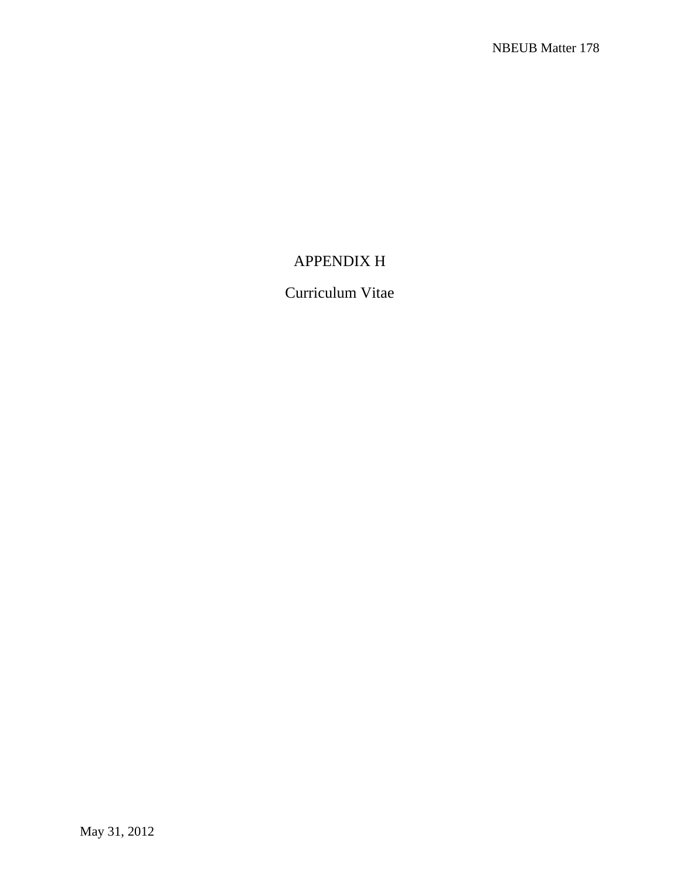# APPENDIX H

## Curriculum Vitae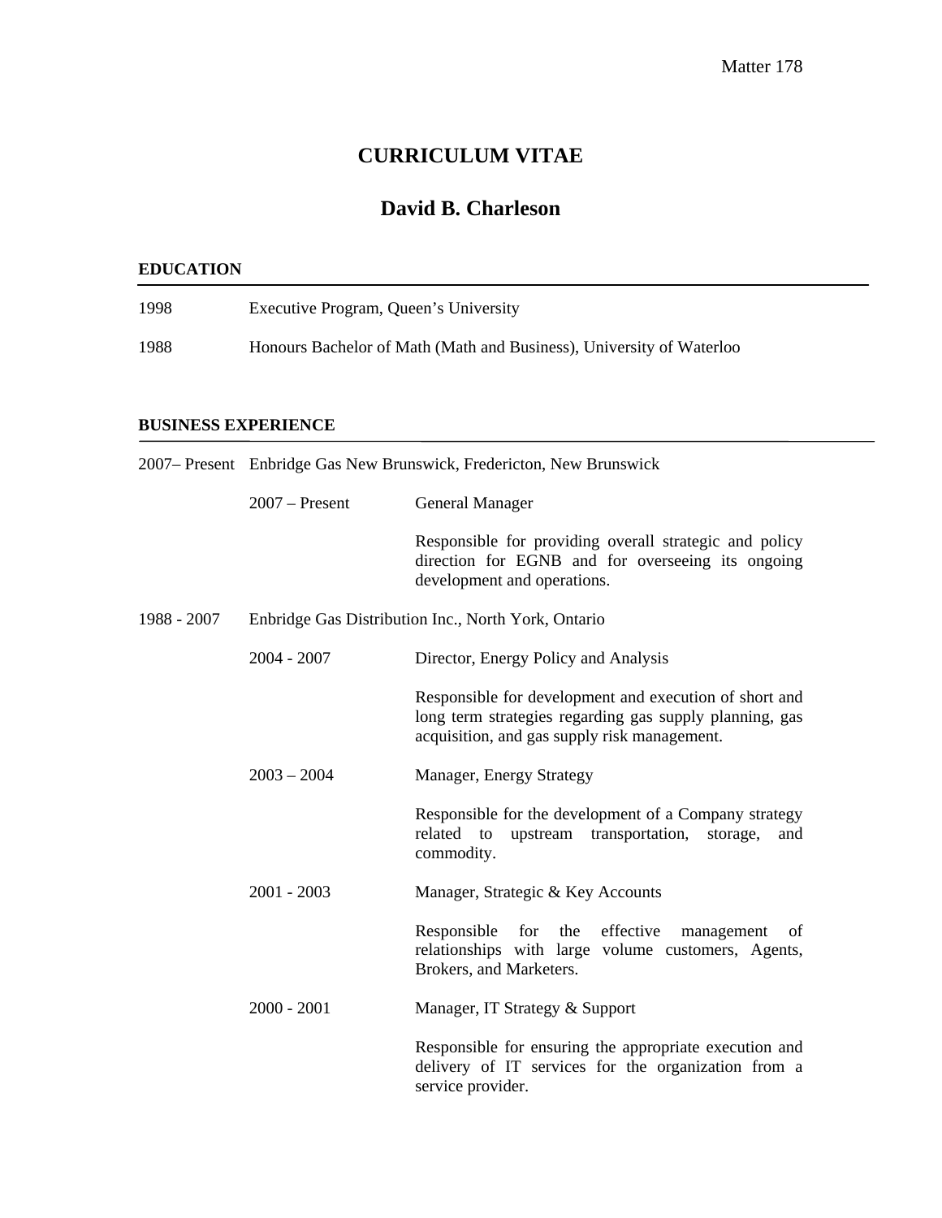Matter 178

# CURRICULUM VITAE

## David B. Charleson

### EDUCATION

1998 Executive Program, Queen's University

1988 Honours Bachelor of Math (Math and Business), University of Waterloo

### BUSINESS EXPERIENCE

**2007– Present** Enbridge Gas New Brunswick, Fredericton, New Brunswick

2007 – Present General Manager

Responsible for providing overall strategic and policy direction for EGNB and for overseeing its ongoing development and operations.

**1988 - 2007** Enbridge Gas Distribution Inc., North York, Ontario

2004 - 2007 Director, Energy Policy and Analysis

Responsible for development and execution of short and long term strategies regarding gas supply planning, gas acquisition, and gas supply risk management.

2003 – 2004 Manager, Energy Strategy

Responsible for the development of a Company strategy related to upstream transportation, storage, and commodity.

2001 - 2003 Manager, Strategic & Key Accounts

Responsible for the effective management of relationships with large volume customers, Agents, Brokers, and Marketers.

2000 - 2001 Manager, IT Strategy & Support

Responsible for ensuring the appropriate execution and delivery of IT services for the organization from a service provider.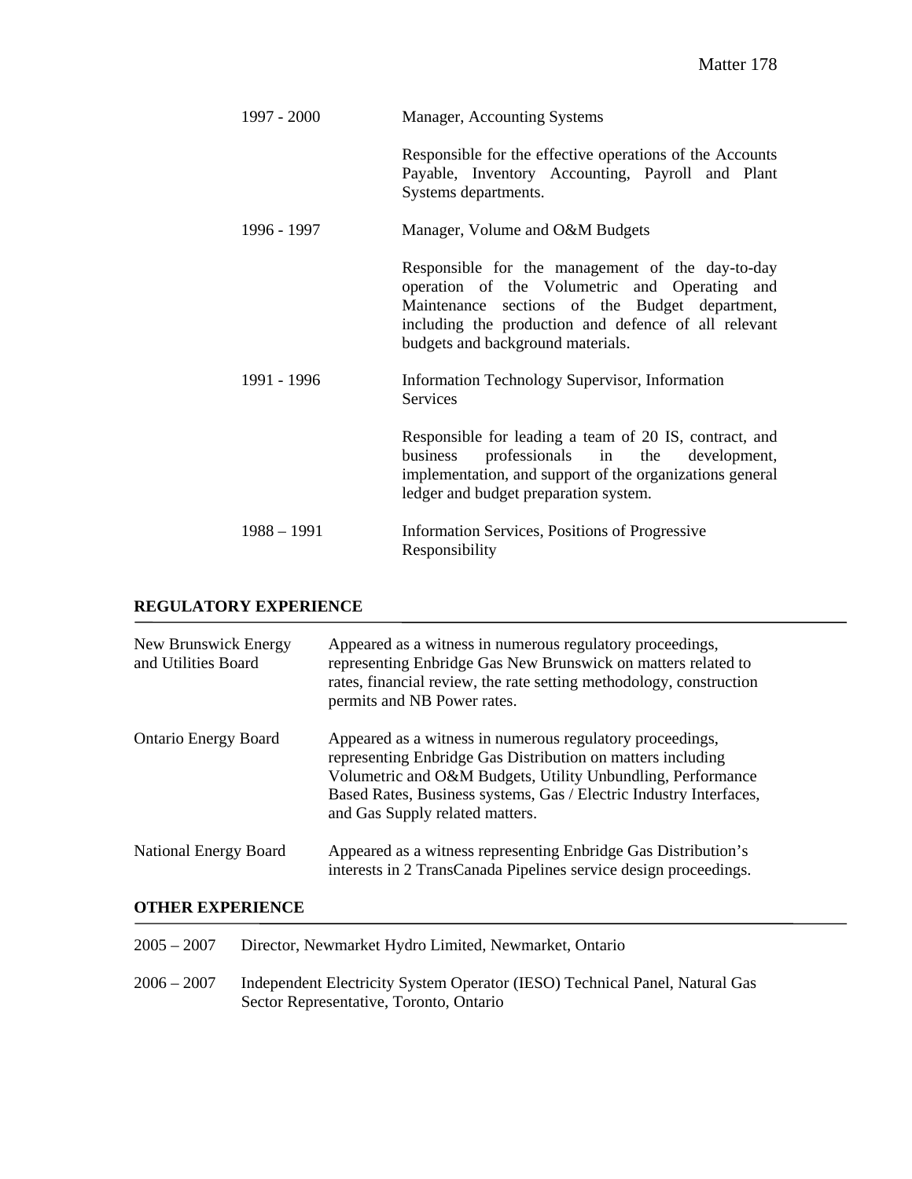| | |
|---|---|
| 1997 - 2000 | Manager, Accounting Systems<br><br>Responsible for the effective operations of the Accounts Payable, Inventory Accounting, Payroll and Plant Systems departments. |
| 1996 - 1997 | Manager, Volume and O&M Budgets<br><br>Responsible for the management of the day-to-day operation of the Volumetric and Operating and Maintenance sections of the Budget department, including the production and defence of all relevant budgets and background materials. |
| 1991 - 1996 | Information Technology Supervisor, Information Services<br><br>Responsible for leading a team of 20 IS, contract, and business professionals in the development, implementation, and support of the organizations general ledger and budget preparation system. |
| 1988 – 1991 | Information Services, Positions of Progressive Responsibility |

## REGULATORY EXPERIENCE

| | |
|---|---|
| New Brunswick Energy and Utilities Board | Appeared as a witness in numerous regulatory proceedings, representing Enbridge Gas New Brunswick on matters related to rates, financial review, the rate setting methodology, construction permits and NB Power rates. |
| Ontario Energy Board | Appeared as a witness in numerous regulatory proceedings, representing Enbridge Gas Distribution on matters including Volumetric and O&M Budgets, Utility Unbundling, Performance Based Rates, Business systems, Gas / Electric Industry Interfaces, and Gas Supply related matters. |
| National Energy Board | Appeared as a witness representing Enbridge Gas Distribution's interests in 2 TransCanada Pipelines service design proceedings. |

## OTHER EXPERIENCE

| | |
|---|---|
| 2005 – 2007 | Director, Newmarket Hydro Limited, Newmarket, Ontario |
| 2006 – 2007 | Independent Electricity System Operator (IESO) Technical Panel, Natural Gas Sector Representative, Toronto, Ontario |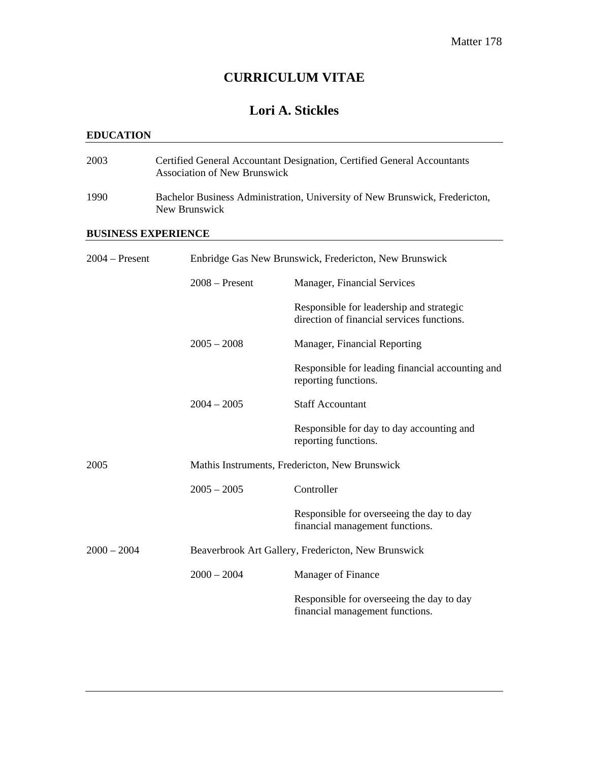# CURRICULUM VITAE

## Lori A. Stickles

### EDUCATION

2003 Certified General Accountant Designation, Certified General Accountants Association of New Brunswick

1990 Bachelor Business Administration, University of New Brunswick, Fredericton, New Brunswick

### BUSINESS EXPERIENCE

**2004 – Present** Enbridge Gas New Brunswick, Fredericton, New Brunswick

- 2008 – Present — Manager, Financial Services
  
  Responsible for leadership and strategic direction of financial services functions.

- 2005 – 2008 — Manager, Financial Reporting
  
  Responsible for leading financial accounting and reporting functions.

- 2004 – 2005 — Staff Accountant
  
  Responsible for day to day accounting and reporting functions.

**2005** Mathis Instruments, Fredericton, New Brunswick

- 2005 – 2005 — Controller
  
  Responsible for overseeing the day to day financial management functions.

**2000 – 2004** Beaverbrook Art Gallery, Fredericton, New Brunswick

- 2000 – 2004 — Manager of Finance
  
  Responsible for overseeing the day to day financial management functions.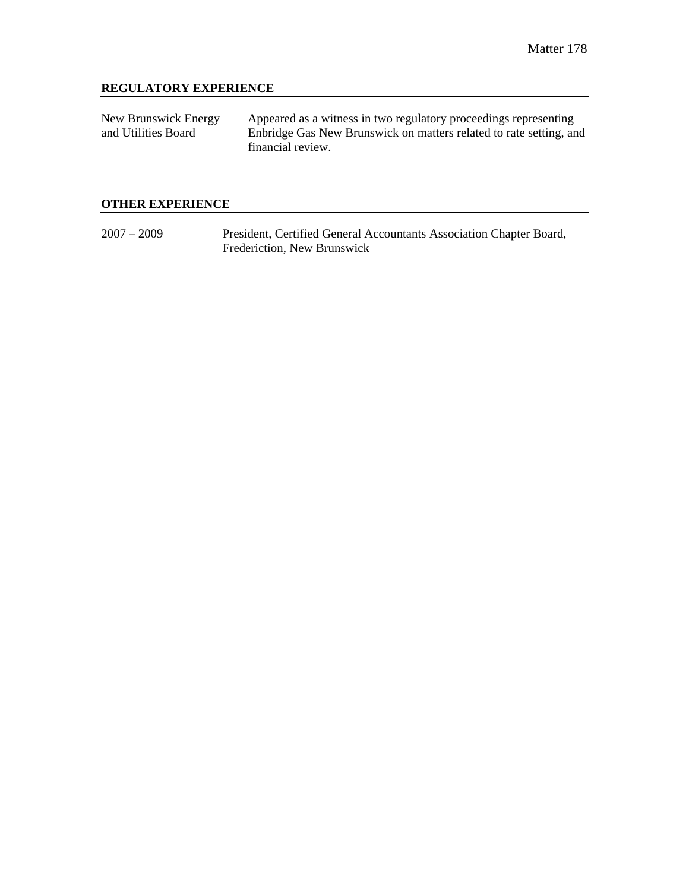Matter 178

## REGULATORY EXPERIENCE

| | |
|---|---|
| New Brunswick Energy and Utilities Board | Appeared as a witness in two regulatory proceedings representing Enbridge Gas New Brunswick on matters related to rate setting, and financial review. |

## OTHER EXPERIENCE

| | |
|---|---|
| 2007 – 2009 | President, Certified General Accountants Association Chapter Board, Fredericton, New Brunswick |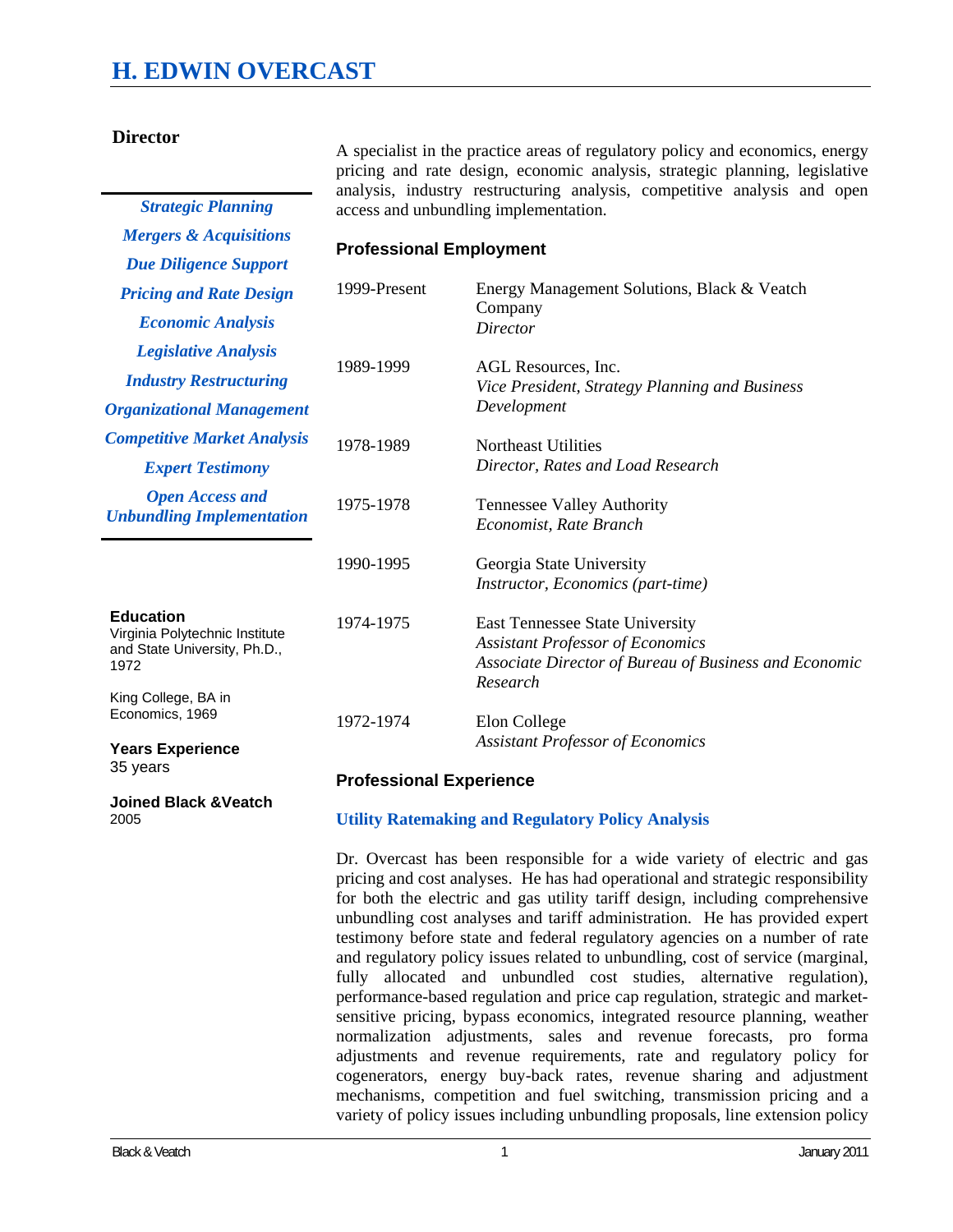# H. EDWIN OVERCAST

**Director**

*Strategic Planning*
*Mergers & Acquisitions*
*Due Diligence Support*
*Pricing and Rate Design*
*Economic Analysis*
*Legislative Analysis*
*Industry Restructuring*
*Organizational Management*
*Competitive Market Analysis*
*Expert Testimony*
*Open Access and Unbundling Implementation*

**Education**
Virginia Polytechnic Institute and State University, Ph.D., 1972

King College, BA in Economics, 1969

**Years Experience**
35 years

**Joined Black &Veatch**
2005

A specialist in the practice areas of regulatory policy and economics, energy pricing and rate design, economic analysis, strategic planning, legislative analysis, industry restructuring analysis, competitive analysis and open access and unbundling implementation.

## Professional Employment

| | |
|---|---|
| 1999-Present | Energy Management Solutions, Black & Veatch Company<br>*Director* |
| 1989-1999 | AGL Resources, Inc.<br>*Vice President, Strategy Planning and Business Development* |
| 1978-1989 | Northeast Utilities<br>*Director, Rates and Load Research* |
| 1975-1978 | Tennessee Valley Authority<br>*Economist, Rate Branch* |
| 1990-1995 | Georgia State University<br>*Instructor, Economics (part-time)* |
| 1974-1975 | East Tennessee State University<br>*Assistant Professor of Economics*<br>*Associate Director of Bureau of Business and Economic Research* |
| 1972-1974 | Elon College<br>*Assistant Professor of Economics* |

## Professional Experience

### Utility Ratemaking and Regulatory Policy Analysis

Dr. Overcast has been responsible for a wide variety of electric and gas pricing and cost analyses. He has had operational and strategic responsibility for both the electric and gas utility tariff design, including comprehensive unbundling cost analyses and tariff administration. He has provided expert testimony before state and federal regulatory agencies on a number of rate and regulatory policy issues related to unbundling, cost of service (marginal, fully allocated and unbundled cost studies, alternative regulation), performance-based regulation and price cap regulation, strategic and market-sensitive pricing, bypass economics, integrated resource planning, weather normalization adjustments, sales and revenue forecasts, pro forma adjustments and revenue requirements, rate and regulatory policy for cogenerators, energy buy-back rates, revenue sharing and adjustment mechanisms, competition and fuel switching, transmission pricing and a variety of policy issues including unbundling proposals, line extension policy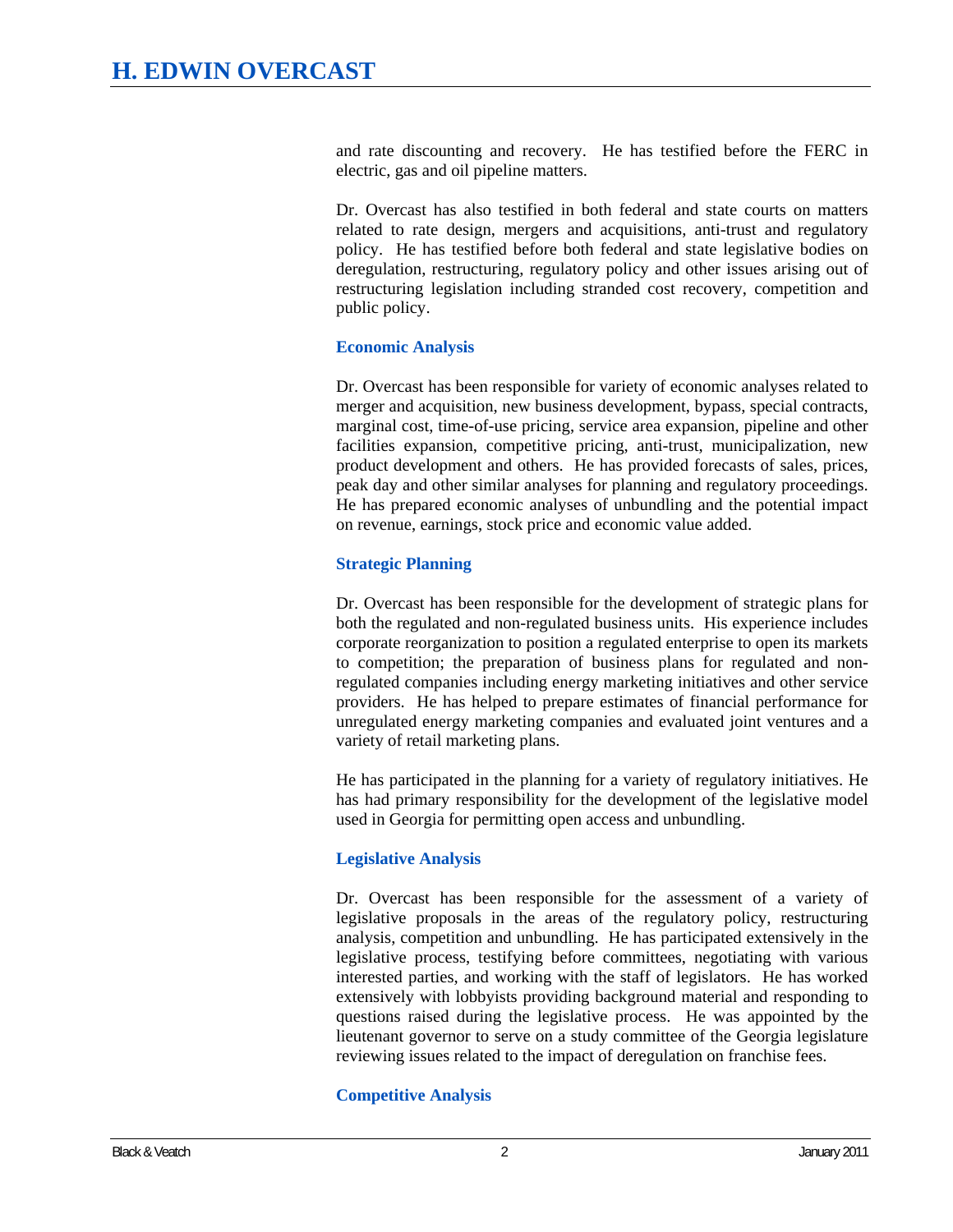and rate discounting and recovery. He has testified before the FERC in electric, gas and oil pipeline matters.

Dr. Overcast has also testified in both federal and state courts on matters related to rate design, mergers and acquisitions, anti-trust and regulatory policy. He has testified before both federal and state legislative bodies on deregulation, restructuring, regulatory policy and other issues arising out of restructuring legislation including stranded cost recovery, competition and public policy.

### Economic Analysis

Dr. Overcast has been responsible for variety of economic analyses related to merger and acquisition, new business development, bypass, special contracts, marginal cost, time-of-use pricing, service area expansion, pipeline and other facilities expansion, competitive pricing, anti-trust, municipalization, new product development and others. He has provided forecasts of sales, prices, peak day and other similar analyses for planning and regulatory proceedings. He has prepared economic analyses of unbundling and the potential impact on revenue, earnings, stock price and economic value added.

### Strategic Planning

Dr. Overcast has been responsible for the development of strategic plans for both the regulated and non-regulated business units. His experience includes corporate reorganization to position a regulated enterprise to open its markets to competition; the preparation of business plans for regulated and non-regulated companies including energy marketing initiatives and other service providers. He has helped to prepare estimates of financial performance for unregulated energy marketing companies and evaluated joint ventures and a variety of retail marketing plans.

He has participated in the planning for a variety of regulatory initiatives. He has had primary responsibility for the development of the legislative model used in Georgia for permitting open access and unbundling.

### Legislative Analysis

Dr. Overcast has been responsible for the assessment of a variety of legislative proposals in the areas of the regulatory policy, restructuring analysis, competition and unbundling. He has participated extensively in the legislative process, testifying before committees, negotiating with various interested parties, and working with the staff of legislators. He has worked extensively with lobbyists providing background material and responding to questions raised during the legislative process. He was appointed by the lieutenant governor to serve on a study committee of the Georgia legislature reviewing issues related to the impact of deregulation on franchise fees.

### Competitive Analysis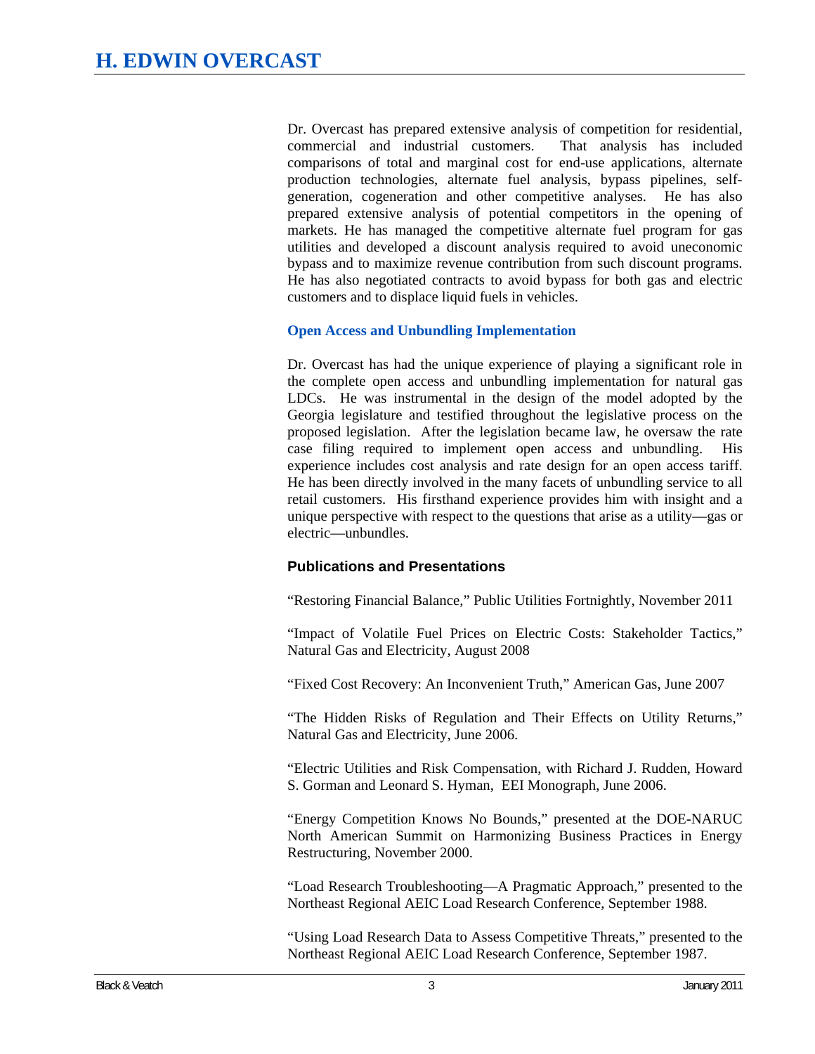Dr. Overcast has prepared extensive analysis of competition for residential, commercial and industrial customers. That analysis has included comparisons of total and marginal cost for end-use applications, alternate production technologies, alternate fuel analysis, bypass pipelines, self-generation, cogeneration and other competitive analyses. He has also prepared extensive analysis of potential competitors in the opening of markets. He has managed the competitive alternate fuel program for gas utilities and developed a discount analysis required to avoid uneconomic bypass and to maximize revenue contribution from such discount programs. He has also negotiated contracts to avoid bypass for both gas and electric customers and to displace liquid fuels in vehicles.

### Open Access and Unbundling Implementation

Dr. Overcast has had the unique experience of playing a significant role in the complete open access and unbundling implementation for natural gas LDCs. He was instrumental in the design of the model adopted by the Georgia legislature and testified throughout the legislative process on the proposed legislation. After the legislation became law, he oversaw the rate case filing required to implement open access and unbundling. His experience includes cost analysis and rate design for an open access tariff. He has been directly involved in the many facets of unbundling service to all retail customers. His firsthand experience provides him with insight and a unique perspective with respect to the questions that arise as a utility—gas or electric—unbundles.

## Publications and Presentations

"Restoring Financial Balance," Public Utilities Fortnightly, November 2011

"Impact of Volatile Fuel Prices on Electric Costs: Stakeholder Tactics," Natural Gas and Electricity, August 2008

"Fixed Cost Recovery: An Inconvenient Truth," American Gas, June 2007

"The Hidden Risks of Regulation and Their Effects on Utility Returns," Natural Gas and Electricity, June 2006.

"Electric Utilities and Risk Compensation, with Richard J. Rudden, Howard S. Gorman and Leonard S. Hyman, EEI Monograph, June 2006.

"Energy Competition Knows No Bounds," presented at the DOE-NARUC North American Summit on Harmonizing Business Practices in Energy Restructuring, November 2000.

"Load Research Troubleshooting—A Pragmatic Approach," presented to the Northeast Regional AEIC Load Research Conference, September 1988.

"Using Load Research Data to Assess Competitive Threats," presented to the Northeast Regional AEIC Load Research Conference, September 1987.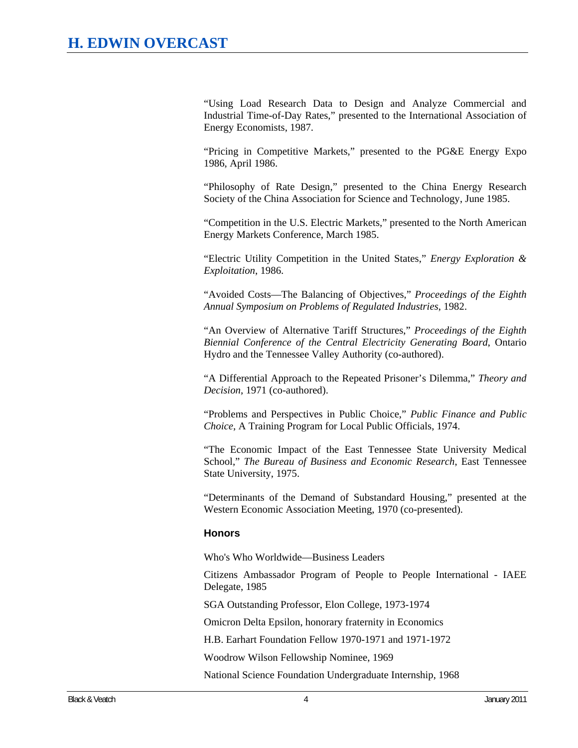"Using Load Research Data to Design and Analyze Commercial and Industrial Time-of-Day Rates," presented to the International Association of Energy Economists, 1987.

"Pricing in Competitive Markets," presented to the PG&E Energy Expo 1986, April 1986.

"Philosophy of Rate Design," presented to the China Energy Research Society of the China Association for Science and Technology, June 1985.

"Competition in the U.S. Electric Markets," presented to the North American Energy Markets Conference, March 1985.

"Electric Utility Competition in the United States," *Energy Exploration & Exploitation*, 1986.

"Avoided Costs—The Balancing of Objectives," *Proceedings of the Eighth Annual Symposium on Problems of Regulated Industries*, 1982.

"An Overview of Alternative Tariff Structures," *Proceedings of the Eighth Biennial Conference of the Central Electricity Generating Board*, Ontario Hydro and the Tennessee Valley Authority (co-authored).

"A Differential Approach to the Repeated Prisoner's Dilemma," *Theory and Decision*, 1971 (co-authored).

"Problems and Perspectives in Public Choice," *Public Finance and Public Choice*, A Training Program for Local Public Officials, 1974.

"The Economic Impact of the East Tennessee State University Medical School," *The Bureau of Business and Economic Research*, East Tennessee State University, 1975.

"Determinants of the Demand of Substandard Housing," presented at the Western Economic Association Meeting, 1970 (co-presented).

### Honors

Who's Who Worldwide—Business Leaders

Citizens Ambassador Program of People to People International - IAEE Delegate, 1985

SGA Outstanding Professor, Elon College, 1973-1974

Omicron Delta Epsilon, honorary fraternity in Economics

H.B. Earhart Foundation Fellow 1970-1971 and 1971-1972

Woodrow Wilson Fellowship Nominee, 1969

National Science Foundation Undergraduate Internship, 1968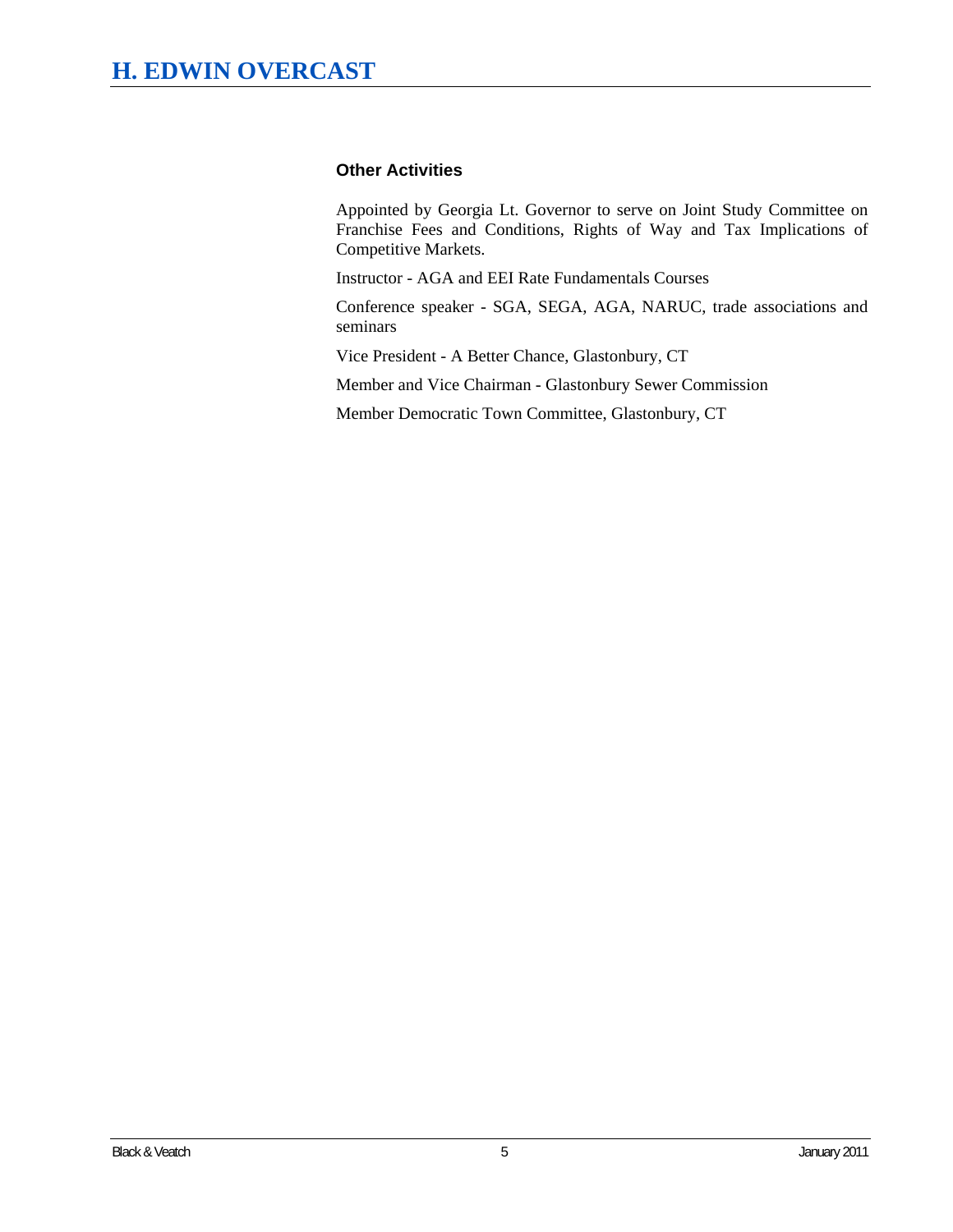### Other Activities

Appointed by Georgia Lt. Governor to serve on Joint Study Committee on Franchise Fees and Conditions, Rights of Way and Tax Implications of Competitive Markets.

Instructor - AGA and EEI Rate Fundamentals Courses

Conference speaker - SGA, SEGA, AGA, NARUC, trade associations and seminars

Vice President - A Better Chance, Glastonbury, CT

Member and Vice Chairman - Glastonbury Sewer Commission

Member Democratic Town Committee, Glastonbury, CT